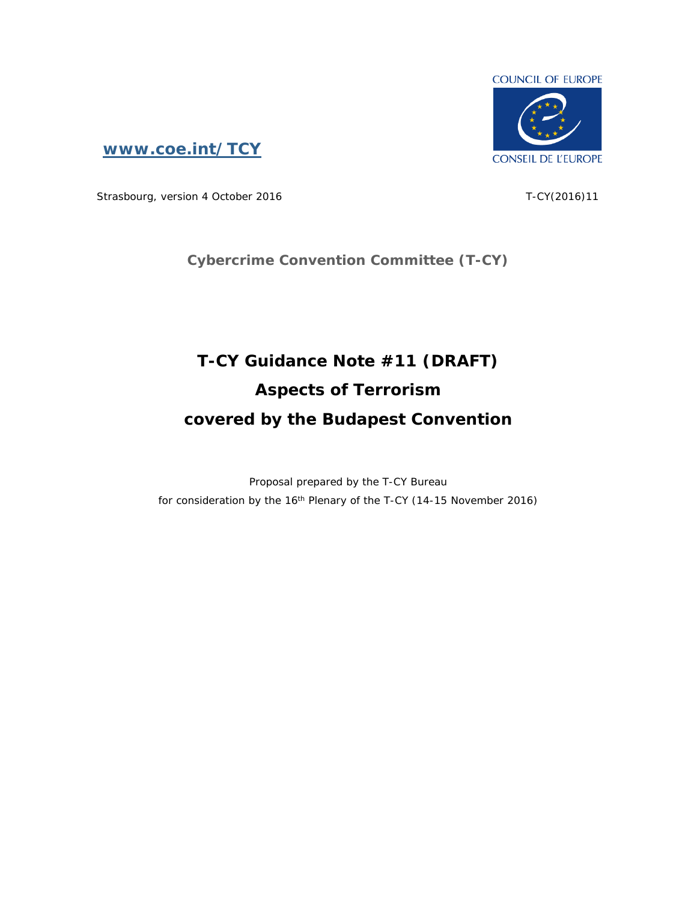COUNCIL OF EUROPE

CONSEIL DE L'EUROPE

**www.coe.int/TCY**

Strasbourg, version 4 October 2016

T-CY(2016)11

**Cybercrime Convention Committee (T-CY)**

# T-CY Guidance Note #11 (DRAFT)

# Aspects of Terrorism

# covered by the Budapest Convention

Proposal prepared by the T-CY Bureau

for consideration by the 16th Plenary of the T-CY (14-15 November 2016)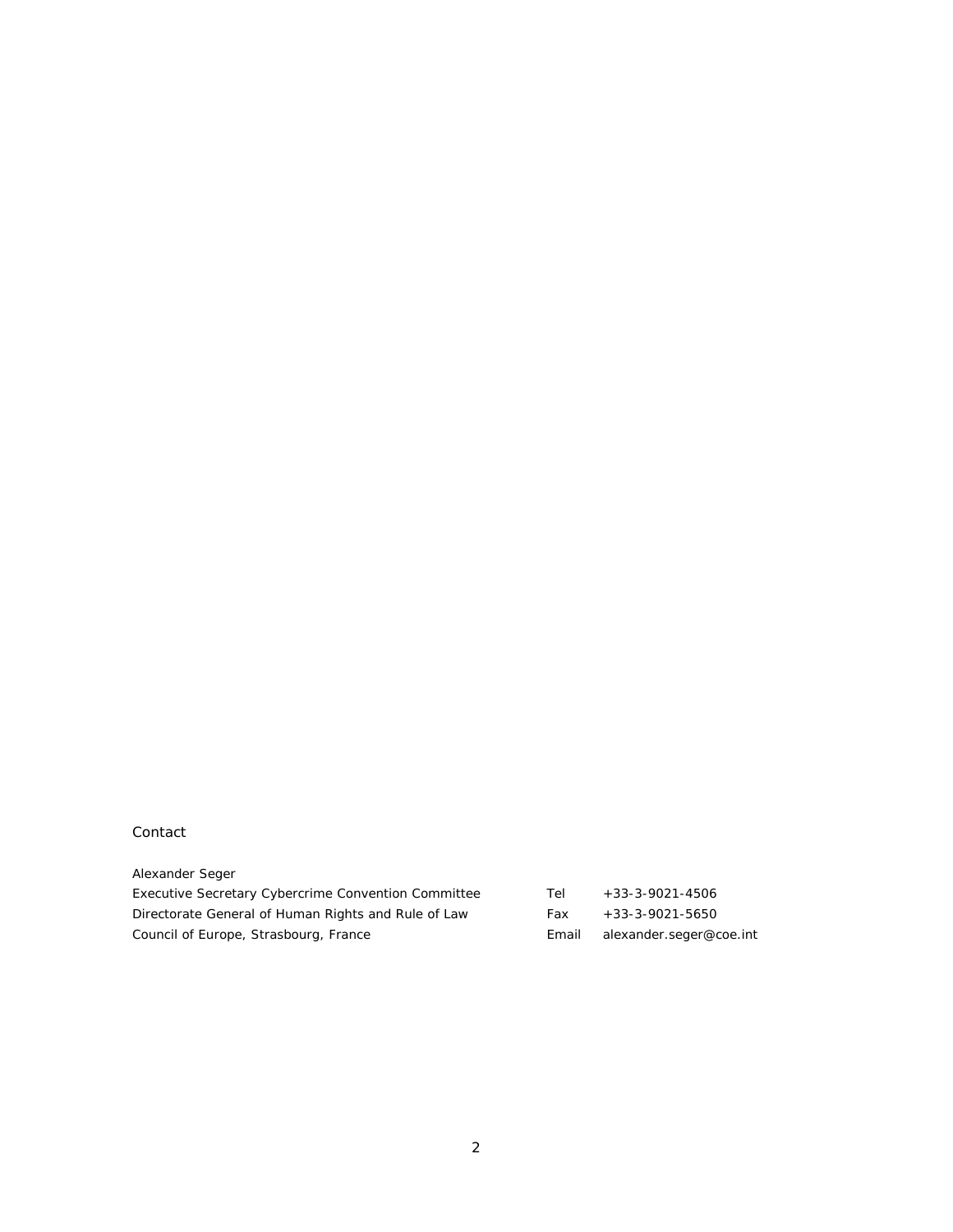Contact

Alexander Seger

| | | |
|---|---|---|
| Executive Secretary Cybercrime Convention Committee | Tel | +33-3-9021-4506 |
| Directorate General of Human Rights and Rule of Law | Fax | +33-3-9021-5650 |
| Council of Europe, Strasbourg, France | Email | alexander.seger@coe.int |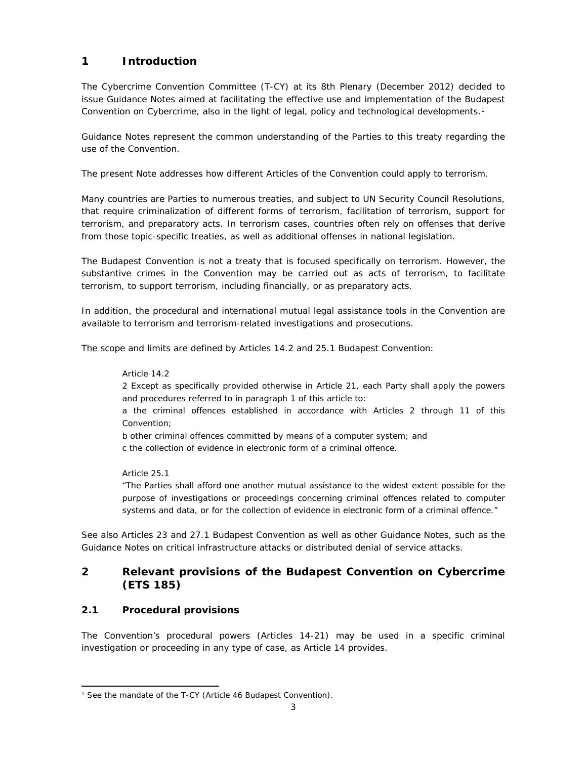# 1 Introduction

The Cybercrime Convention Committee (T-CY) at its 8th Plenary (December 2012) decided to issue Guidance Notes aimed at facilitating the effective use and implementation of the Budapest Convention on Cybercrime, also in the light of legal, policy and technological developments.[1]

Guidance Notes represent the common understanding of the Parties to this treaty regarding the use of the Convention.

The present Note addresses how different Articles of the Convention could apply to terrorism.

Many countries are Parties to numerous treaties, and subject to UN Security Council Resolutions, that require criminalization of different forms of terrorism, facilitation of terrorism, support for terrorism, and preparatory acts. In terrorism cases, countries often rely on offenses that derive from those topic-specific treaties, as well as additional offenses in national legislation.

The Budapest Convention is not a treaty that is focused specifically on terrorism. However, the substantive crimes in the Convention may be carried out as acts of terrorism, to facilitate terrorism, to support terrorism, including financially, or as preparatory acts.

In addition, the procedural and international mutual legal assistance tools in the Convention are available to terrorism and terrorism-related investigations and prosecutions.

The scope and limits are defined by Articles 14.2 and 25.1 Budapest Convention:

> Article 14.2
>
> 2 Except as specifically provided otherwise in Article 21, each Party shall apply the powers and procedures referred to in paragraph 1 of this article to:
>
> a the criminal offences established in accordance with Articles 2 through 11 of this Convention;
>
> b other criminal offences committed by means of a computer system; and
>
> c the collection of evidence in electronic form of a criminal offence.
>
> Article 25.1
>
> "The Parties shall afford one another mutual assistance to the widest extent possible for the purpose of investigations or proceedings concerning criminal offences related to computer systems and data, or for the collection of evidence in electronic form of a criminal offence."

See also Articles 23 and 27.1 Budapest Convention as well as other Guidance Notes, such as the Guidance Notes on critical infrastructure attacks or distributed denial of service attacks.

# 2 Relevant provisions of the Budapest Convention on Cybercrime (ETS 185)

## 2.1 Procedural provisions

The Convention's procedural powers (Articles 14-21) may be used in a specific criminal investigation or proceeding in any type of case, as Article 14 provides.

---

[1] See the mandate of the T-CY (Article 46 Budapest Convention).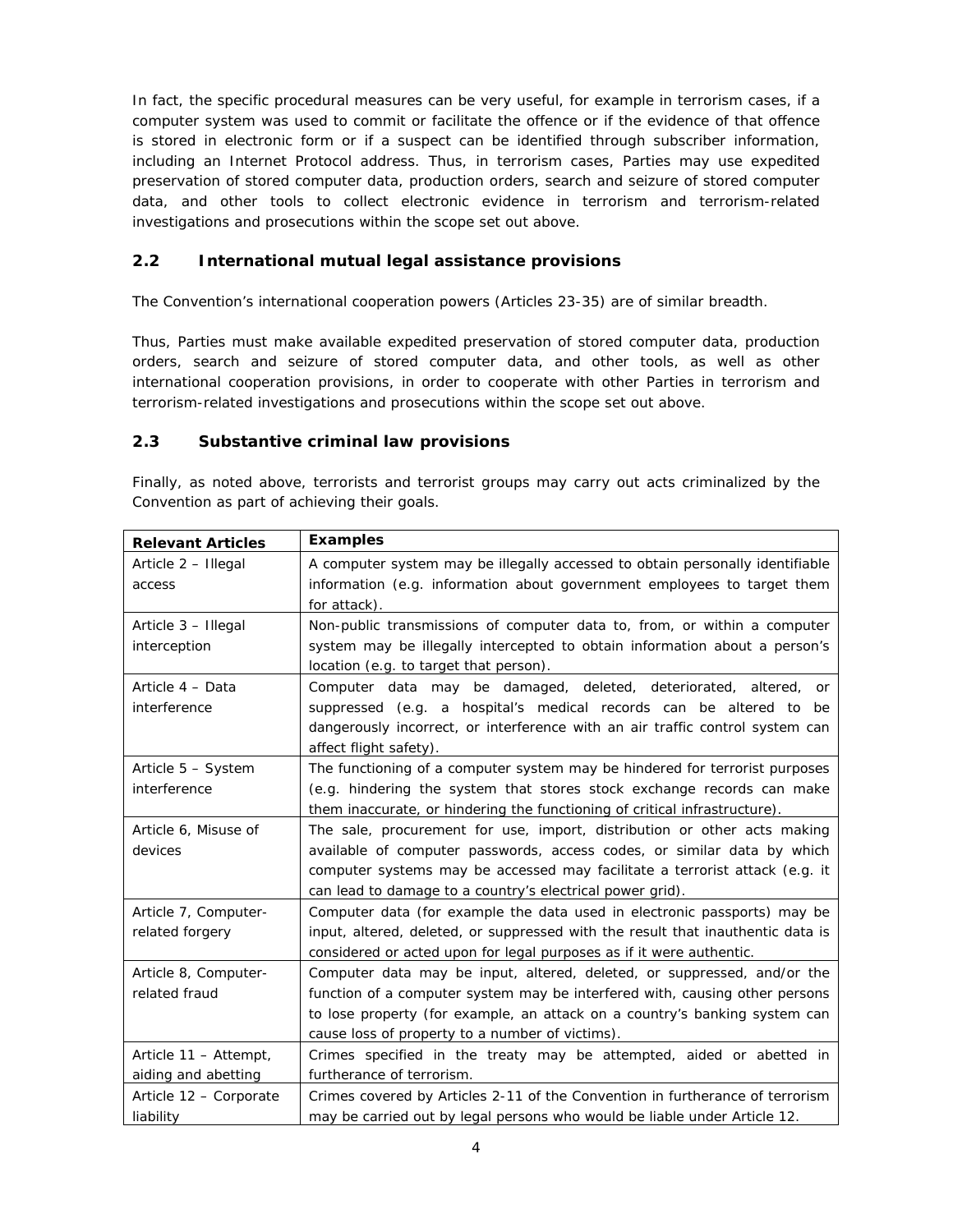In fact, the specific procedural measures can be very useful, for example in terrorism cases, if a computer system was used to commit or facilitate the offence or if the evidence of that offence is stored in electronic form or if a suspect can be identified through subscriber information, including an Internet Protocol address. Thus, in terrorism cases, Parties may use expedited preservation of stored computer data, production orders, search and seizure of stored computer data, and other tools to collect electronic evidence in terrorism and terrorism-related investigations and prosecutions within the scope set out above.

## 2.2 International mutual legal assistance provisions

The Convention's international cooperation powers (Articles 23-35) are of similar breadth.

Thus, Parties must make available expedited preservation of stored computer data, production orders, search and seizure of stored computer data, and other tools, as well as other international cooperation provisions, in order to cooperate with other Parties in terrorism and terrorism-related investigations and prosecutions within the scope set out above.

## 2.3 Substantive criminal law provisions

Finally, as noted above, terrorists and terrorist groups may carry out acts criminalized by the Convention as part of achieving their goals.

| Relevant Articles | Examples |
|---|---|
| Article 2 – Illegal access | A computer system may be illegally accessed to obtain personally identifiable information (e.g. information about government employees to target them for attack). |
| Article 3 – Illegal interception | Non-public transmissions of computer data to, from, or within a computer system may be illegally intercepted to obtain information about a person's location (e.g. to target that person). |
| Article 4 – Data interference | Computer data may be damaged, deleted, deteriorated, altered, or suppressed (e.g. a hospital's medical records can be altered to be dangerously incorrect, or interference with an air traffic control system can affect flight safety). |
| Article 5 – System interference | The functioning of a computer system may be hindered for terrorist purposes (e.g. hindering the system that stores stock exchange records can make them inaccurate, or hindering the functioning of critical infrastructure). |
| Article 6, Misuse of devices | The sale, procurement for use, import, distribution or other acts making available of computer passwords, access codes, or similar data by which computer systems may be accessed may facilitate a terrorist attack (e.g. it can lead to damage to a country's electrical power grid). |
| Article 7, Computer-related forgery | Computer data (for example the data used in electronic passports) may be input, altered, deleted, or suppressed with the result that inauthentic data is considered or acted upon for legal purposes as if it were authentic. |
| Article 8, Computer-related fraud | Computer data may be input, altered, deleted, or suppressed, and/or the function of a computer system may be interfered with, causing other persons to lose property (for example, an attack on a country's banking system can cause loss of property to a number of victims). |
| Article 11 – Attempt, aiding and abetting | Crimes specified in the treaty may be attempted, aided or abetted in furtherance of terrorism. |
| Article 12 – Corporate liability | Crimes covered by Articles 2-11 of the Convention in furtherance of terrorism may be carried out by legal persons who would be liable under Article 12. |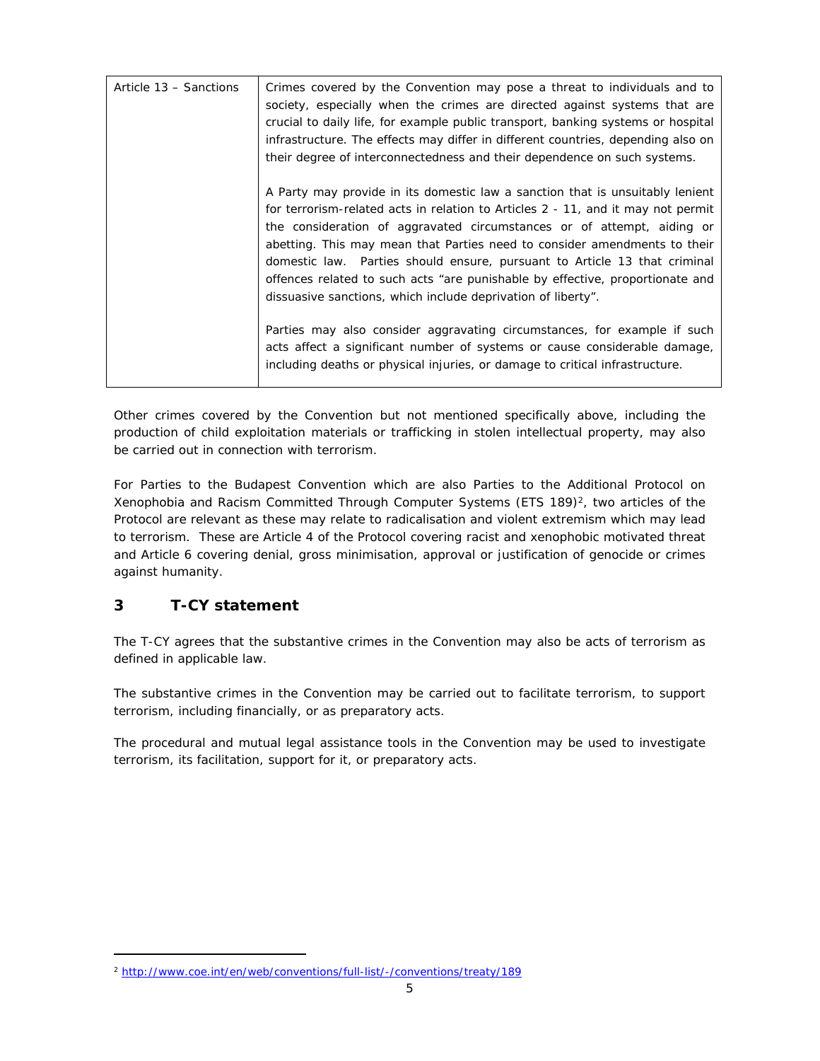| | |
|---|---|
| Article 13 – Sanctions | Crimes covered by the Convention may pose a threat to individuals and to society, especially when the crimes are directed against systems that are crucial to daily life, for example public transport, banking systems or hospital infrastructure. The effects may differ in different countries, depending also on their degree of interconnectedness and their dependence on such systems.<br><br>A Party may provide in its domestic law a sanction that is unsuitably lenient for terrorism-related acts in relation to Articles 2 - 11, and it may not permit the consideration of aggravated circumstances or of attempt, aiding or abetting. This may mean that Parties need to consider amendments to their domestic law. Parties should ensure, pursuant to Article 13 that criminal offences related to such acts "are punishable by effective, proportionate and dissuasive sanctions, which include deprivation of liberty".<br><br>Parties may also consider aggravating circumstances, for example if such acts affect a significant number of systems or cause considerable damage, including deaths or physical injuries, or damage to critical infrastructure. |

Other crimes covered by the Convention but not mentioned specifically above, including the production of child exploitation materials or trafficking in stolen intellectual property, may also be carried out in connection with terrorism.

For Parties to the Budapest Convention which are also Parties to the Additional Protocol on Xenophobia and Racism Committed Through Computer Systems (ETS 189)[2], two articles of the Protocol are relevant as these may relate to radicalisation and violent extremism which may lead to terrorism. These are Article 4 of the Protocol covering racist and xenophobic motivated threat and Article 6 covering denial, gross minimisation, approval or justification of genocide or crimes against humanity.

## 3 T-CY statement

The T-CY agrees that the substantive crimes in the Convention may also be acts of terrorism as defined in applicable law.

The substantive crimes in the Convention may be carried out to facilitate terrorism, to support terrorism, including financially, or as preparatory acts.

The procedural and mutual legal assistance tools in the Convention may be used to investigate terrorism, its facilitation, support for it, or preparatory acts.

[2] http://www.coe.int/en/web/conventions/full-list/-/conventions/treaty/189